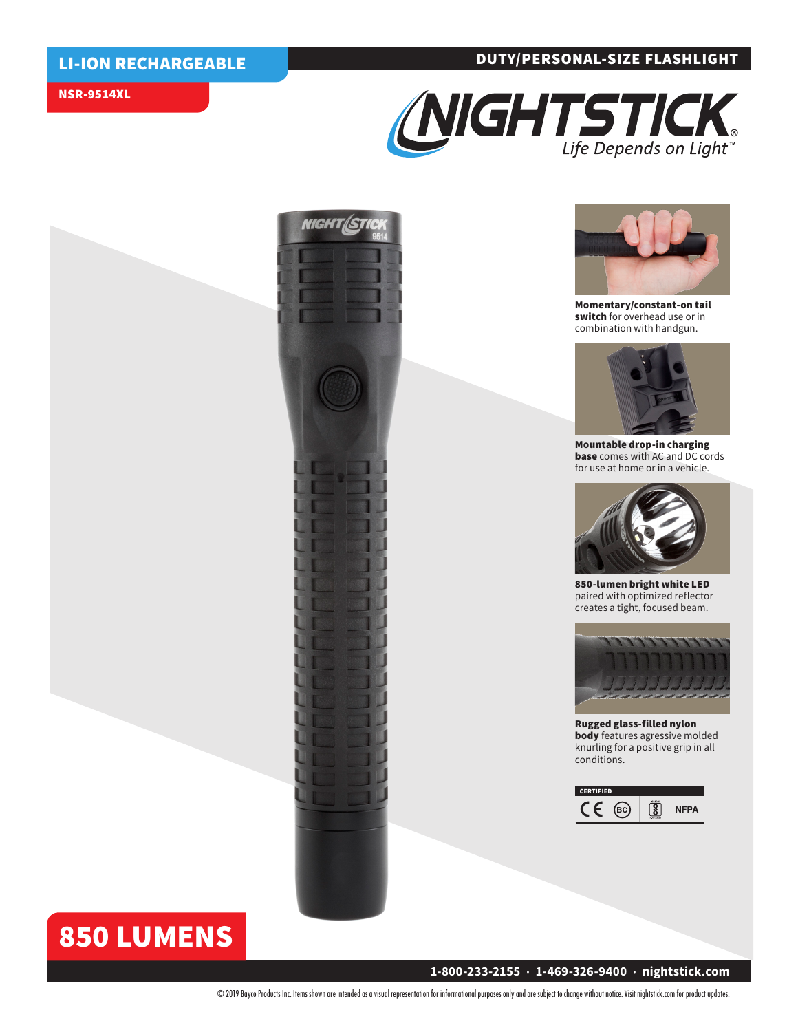**LI-ION RECHARGEABLE**

**NSR-9514XL**

**DUTY/PERSONAL-SIZE FLASHLIGHT**

# NIGHTSTICK

*Life Depends on Light™*

**Momentary/constant-on tail switch** for overhead use or in combination with handgun.

**Mountable drop-in charging base** comes with AC and DC cords for use at home or in a vehicle.

**850-lumen bright white LED** paired with optimized reflector creates a tight, focused beam.

**Rugged glass-filled nylon body** features agressive molded knurling for a positive grip in all conditions.

CERTIFIED

CE · BC · NFPA

# 850 LUMENS

**1-800-233-2155 · 1-469-326-9400 · nightstick.com**

© 2019 Bayco Products Inc. Items shown are intended as a visual representation for informational purposes only and are subject to change without notice. Visit nightstick.com for product updates.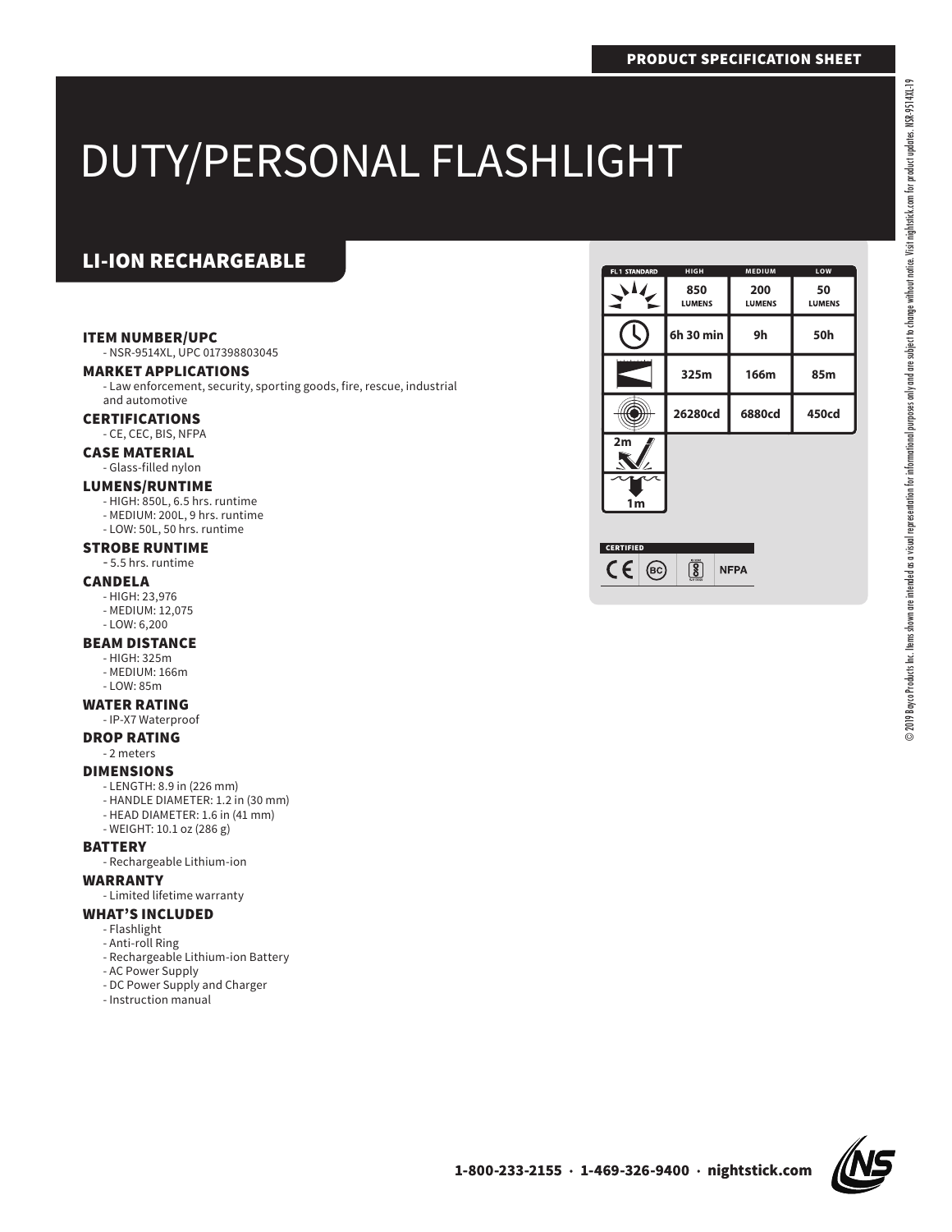PRODUCT SPECIFICATION SHEET

# DUTY/PERSONAL FLASHLIGHT

## LI-ION RECHARGEABLE

### ITEM NUMBER/UPC
- NSR-9514XL, UPC 017398803045

### MARKET APPLICATIONS
- Law enforcement, security, sporting goods, fire, rescue, industrial and automotive

### CERTIFICATIONS
- CE, CEC, BIS, NFPA

### CASE MATERIAL
- Glass-filled nylon

### LUMENS/RUNTIME
- HIGH: 850L, 6.5 hrs. runtime
- MEDIUM: 200L, 9 hrs. runtime
- LOW: 50L, 50 hrs. runtime

### STROBE RUNTIME
- 5.5 hrs. runtime

### CANDELA
- HIGH: 23,976
- MEDIUM: 12,075
- LOW: 6,200

### BEAM DISTANCE
- HIGH: 325m
- MEDIUM: 166m
- LOW: 85m

### WATER RATING
- IP-X7 Waterproof

### DROP RATING
- 2 meters

### DIMENSIONS
- LENGTH: 8.9 in (226 mm)
- HANDLE DIAMETER: 1.2 in (30 mm)
- HEAD DIAMETER: 1.6 in (41 mm)
- WEIGHT: 10.1 oz (286 g)

### BATTERY
- Rechargeable Lithium-ion

### WARRANTY
- Limited lifetime warranty

### WHAT'S INCLUDED
- Flashlight
- Anti-roll Ring
- Rechargeable Lithium-ion Battery
- AC Power Supply
- DC Power Supply and Charger
- Instruction manual

| FL1 STANDARD | HIGH | MEDIUM | LOW |
|---|---|---|---|
| | 850 LUMENS | 200 LUMENS | 50 LUMENS |
| | 6h 30 min | 9h | 50h |
| | 325m | 166m | 85m |
| | 26280cd | 6880cd | 450cd |
| 2m | | | |
| 1m | | | |

CERTIFIED

CE BC NFPA

© 2019 Bayco Products Inc. Items shown are intended as a visual representation for informational purposes only and are subject to change without notice. Visit nightstick.com for product updates. NSR-9514XL-19

1-800-233-2155 · 1-469-326-9400 · nightstick.com